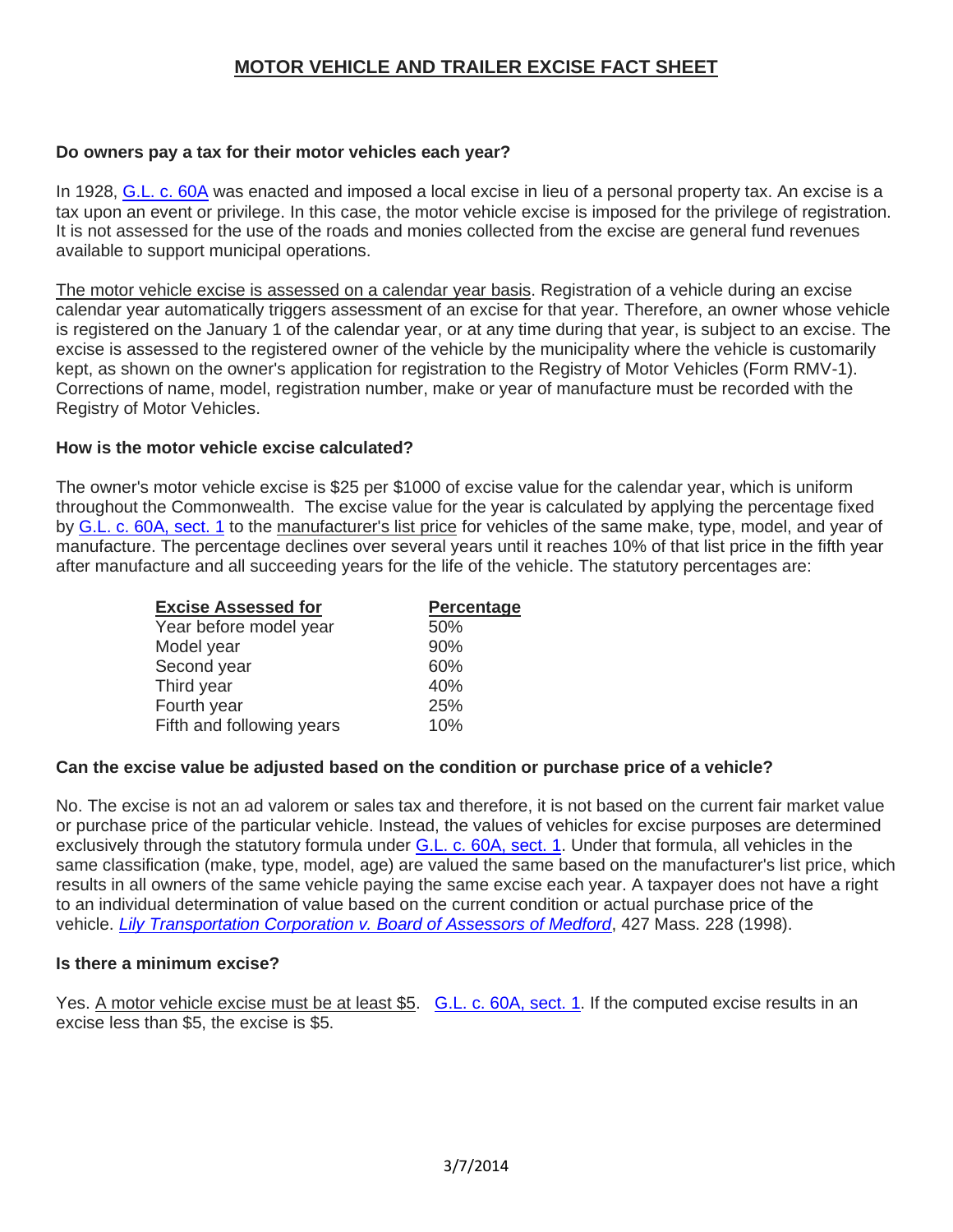# MOTOR VEHICLE AND TRAILER EXCISE FACT SHEET

**Do owners pay a tax for their motor vehicles each year?**

In 1928, G.L. c. 60A was enacted and imposed a local excise in lieu of a personal property tax. An excise is a tax upon an event or privilege. In this case, the motor vehicle excise is imposed for the privilege of registration. It is not assessed for the use of the roads and monies collected from the excise are general fund revenues available to support municipal operations.

The motor vehicle excise is assessed on a calendar year basis. Registration of a vehicle during an excise calendar year automatically triggers assessment of an excise for that year. Therefore, an owner whose vehicle is registered on the January 1 of the calendar year, or at any time during that year, is subject to an excise. The excise is assessed to the registered owner of the vehicle by the municipality where the vehicle is customarily kept, as shown on the owner's application for registration to the Registry of Motor Vehicles (Form RMV-1). Corrections of name, model, registration number, make or year of manufacture must be recorded with the Registry of Motor Vehicles.

**How is the motor vehicle excise calculated?**

The owner's motor vehicle excise is $25 per $1000 of excise value for the calendar year, which is uniform throughout the Commonwealth. The excise value for the year is calculated by applying the percentage fixed by G.L. c. 60A, sect. 1 to the manufacturer's list price for vehicles of the same make, type, model, and year of manufacture. The percentage declines over several years until it reaches 10% of that list price in the fifth year after manufacture and all succeeding years for the life of the vehicle. The statutory percentages are:

| Excise Assessed for | Percentage |
|---|---|
| Year before model year | 50% |
| Model year | 90% |
| Second year | 60% |
| Third year | 40% |
| Fourth year | 25% |
| Fifth and following years | 10% |

**Can the excise value be adjusted based on the condition or purchase price of a vehicle?**

No. The excise is not an ad valorem or sales tax and therefore, it is not based on the current fair market value or purchase price of the particular vehicle. Instead, the values of vehicles for excise purposes are determined exclusively through the statutory formula under G.L. c. 60A, sect. 1. Under that formula, all vehicles in the same classification (make, type, model, age) are valued the same based on the manufacturer's list price, which results in all owners of the same vehicle paying the same excise each year. A taxpayer does not have a right to an individual determination of value based on the current condition or actual purchase price of the vehicle. *Lily Transportation Corporation v. Board of Assessors of Medford*, 427 Mass. 228 (1998).

**Is there a minimum excise?**

Yes. A motor vehicle excise must be at least $5. G.L. c. 60A, sect. 1. If the computed excise results in an excise less than $5, the excise is $5.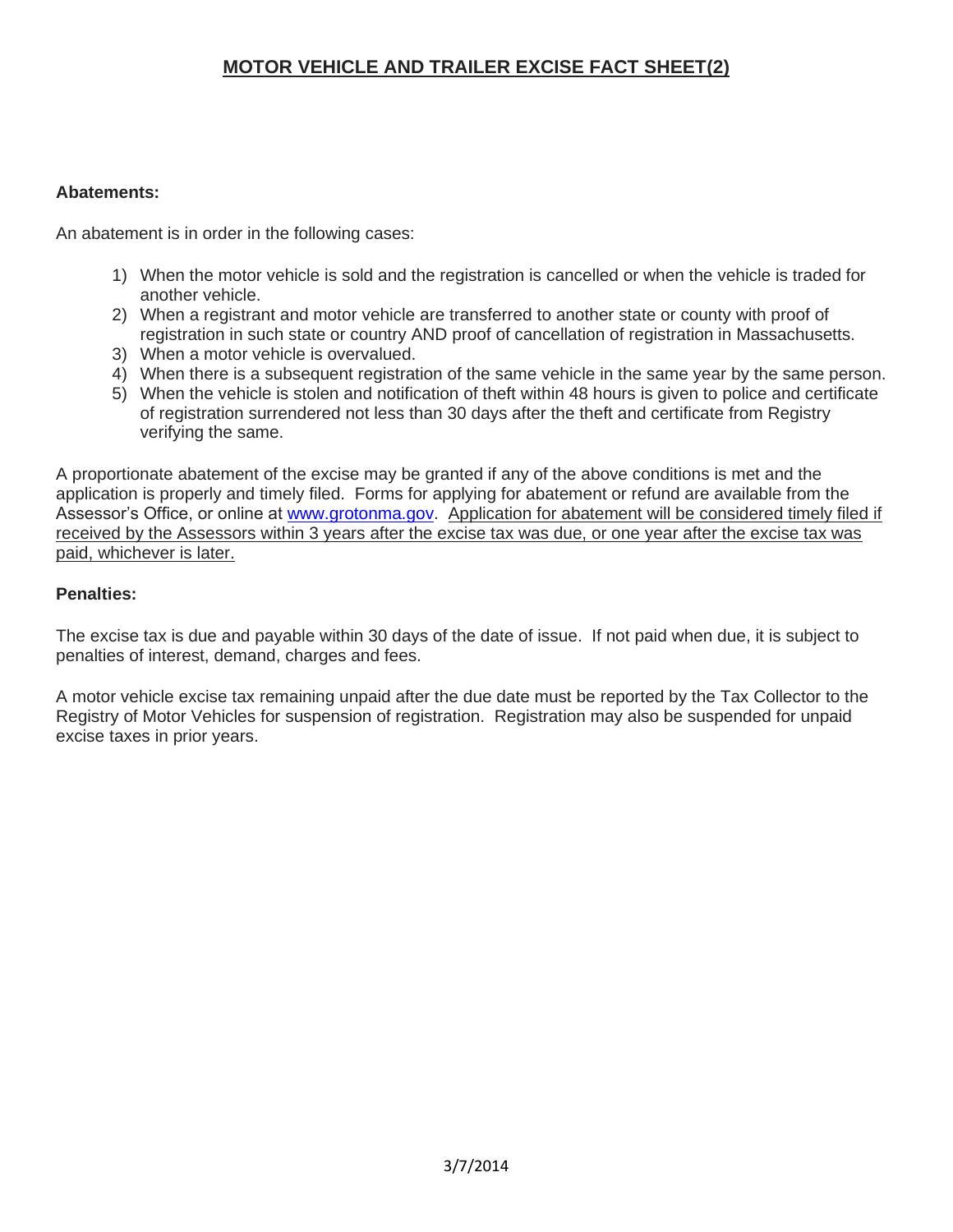# MOTOR VEHICLE AND TRAILER EXCISE FACT SHEET(2)

**Abatements:**

An abatement is in order in the following cases:

1) When the motor vehicle is sold and the registration is cancelled or when the vehicle is traded for another vehicle.
2) When a registrant and motor vehicle are transferred to another state or county with proof of registration in such state or country AND proof of cancellation of registration in Massachusetts.
3) When a motor vehicle is overvalued.
4) When there is a subsequent registration of the same vehicle in the same year by the same person.
5) When the vehicle is stolen and notification of theft within 48 hours is given to police and certificate of registration surrendered not less than 30 days after the theft and certificate from Registry verifying the same.

A proportionate abatement of the excise may be granted if any of the above conditions is met and the application is properly and timely filed. Forms for applying for abatement or refund are available from the Assessor's Office, or online at www.grotonma.gov. Application for abatement will be considered timely filed if received by the Assessors within 3 years after the excise tax was due, or one year after the excise tax was paid, whichever is later.

**Penalties:**

The excise tax is due and payable within 30 days of the date of issue. If not paid when due, it is subject to penalties of interest, demand, charges and fees.

A motor vehicle excise tax remaining unpaid after the due date must be reported by the Tax Collector to the Registry of Motor Vehicles for suspension of registration. Registration may also be suspended for unpaid excise taxes in prior years.

3/7/2014